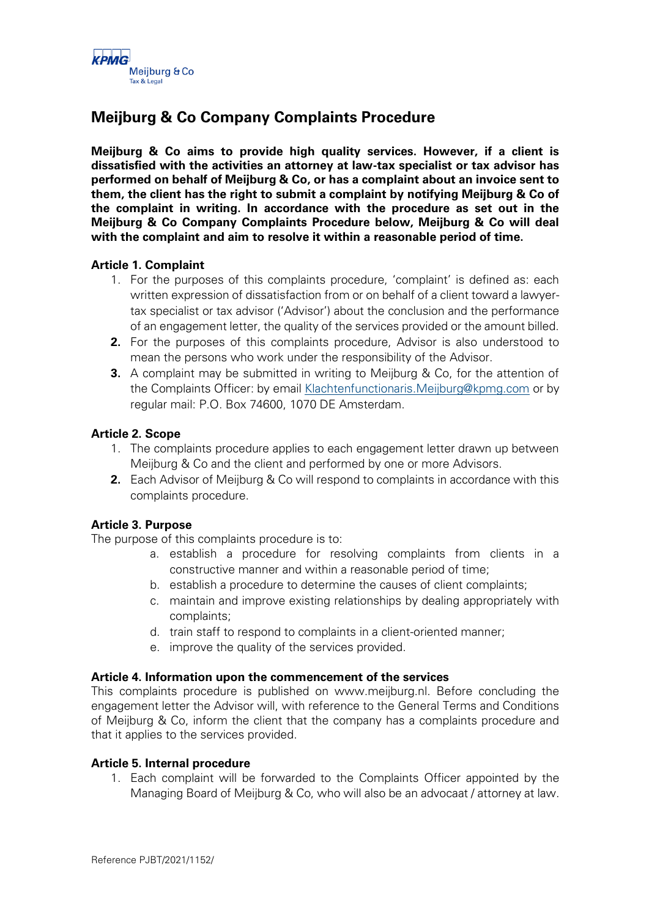# Meijburg & Co Company Complaints Procedure

**Meijburg & Co aims to provide high quality services. However, if a client is dissatisfied with the activities an attorney at law-tax specialist or tax advisor has performed on behalf of Meijburg & Co, or has a complaint about an invoice sent to them, the client has the right to submit a complaint by notifying Meijburg & Co of the complaint in writing. In accordance with the procedure as set out in the Meijburg & Co Company Complaints Procedure below, Meijburg & Co will deal with the complaint and aim to resolve it within a reasonable period of time.**

**Article 1. Complaint**

1. For the purposes of this complaints procedure, 'complaint' is defined as: each written expression of dissatisfaction from or on behalf of a client toward a lawyer-tax specialist or tax advisor ('Advisor') about the conclusion and the performance of an engagement letter, the quality of the services provided or the amount billed.
2. For the purposes of this complaints procedure, Advisor is also understood to mean the persons who work under the responsibility of the Advisor.
3. A complaint may be submitted in writing to Meijburg & Co, for the attention of the Complaints Officer: by email Klachtenfunctionaris.Meijburg@kpmg.com or by regular mail: P.O. Box 74600, 1070 DE Amsterdam.

**Article 2. Scope**

1. The complaints procedure applies to each engagement letter drawn up between Meijburg & Co and the client and performed by one or more Advisors.
2. Each Advisor of Meijburg & Co will respond to complaints in accordance with this complaints procedure.

**Article 3. Purpose**

The purpose of this complaints procedure is to:

a. establish a procedure for resolving complaints from clients in a constructive manner and within a reasonable period of time;
b. establish a procedure to determine the causes of client complaints;
c. maintain and improve existing relationships by dealing appropriately with complaints;
d. train staff to respond to complaints in a client-oriented manner;
e. improve the quality of the services provided.

**Article 4. Information upon the commencement of the services**

This complaints procedure is published on www.meijburg.nl. Before concluding the engagement letter the Advisor will, with reference to the General Terms and Conditions of Meijburg & Co, inform the client that the company has a complaints procedure and that it applies to the services provided.

**Article 5. Internal procedure**

1. Each complaint will be forwarded to the Complaints Officer appointed by the Managing Board of Meijburg & Co, who will also be an advocaat / attorney at law.

Reference PJBT/2021/1152/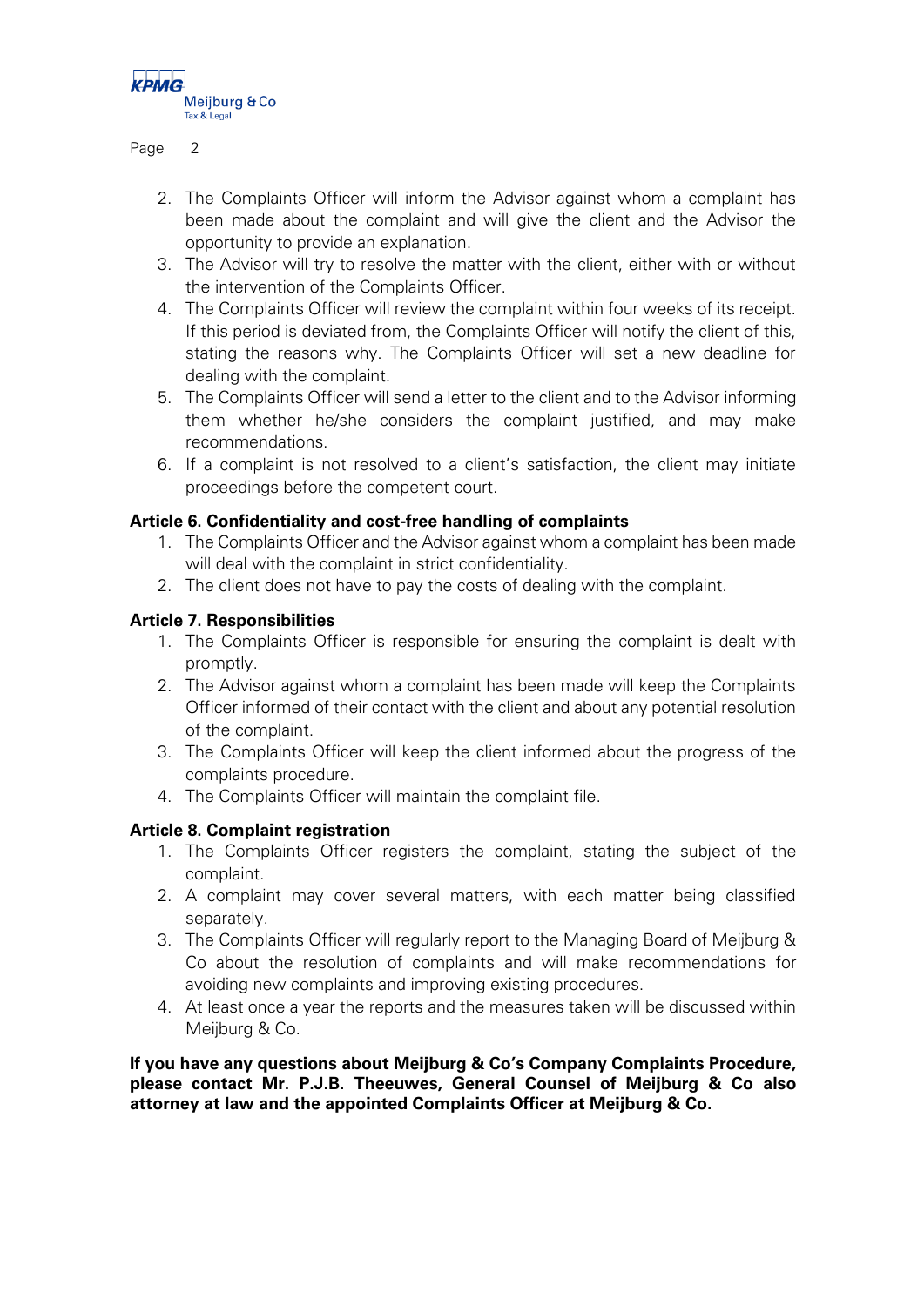2. The Complaints Officer will inform the Advisor against whom a complaint has been made about the complaint and will give the client and the Advisor the opportunity to provide an explanation.
3. The Advisor will try to resolve the matter with the client, either with or without the intervention of the Complaints Officer.
4. The Complaints Officer will review the complaint within four weeks of its receipt. If this period is deviated from, the Complaints Officer will notify the client of this, stating the reasons why. The Complaints Officer will set a new deadline for dealing with the complaint.
5. The Complaints Officer will send a letter to the client and to the Advisor informing them whether he/she considers the complaint justified, and may make recommendations.
6. If a complaint is not resolved to a client's satisfaction, the client may initiate proceedings before the competent court.

**Article 6. Confidentiality and cost-free handling of complaints**

1. The Complaints Officer and the Advisor against whom a complaint has been made will deal with the complaint in strict confidentiality.
2. The client does not have to pay the costs of dealing with the complaint.

**Article 7. Responsibilities**

1. The Complaints Officer is responsible for ensuring the complaint is dealt with promptly.
2. The Advisor against whom a complaint has been made will keep the Complaints Officer informed of their contact with the client and about any potential resolution of the complaint.
3. The Complaints Officer will keep the client informed about the progress of the complaints procedure.
4. The Complaints Officer will maintain the complaint file.

**Article 8. Complaint registration**

1. The Complaints Officer registers the complaint, stating the subject of the complaint.
2. A complaint may cover several matters, with each matter being classified separately.
3. The Complaints Officer will regularly report to the Managing Board of Meijburg & Co about the resolution of complaints and will make recommendations for avoiding new complaints and improving existing procedures.
4. At least once a year the reports and the measures taken will be discussed within Meijburg & Co.

**If you have any questions about Meijburg & Co's Company Complaints Procedure, please contact Mr. P.J.B. Theeuwes, General Counsel of Meijburg & Co also attorney at law and the appointed Complaints Officer at Meijburg & Co.**